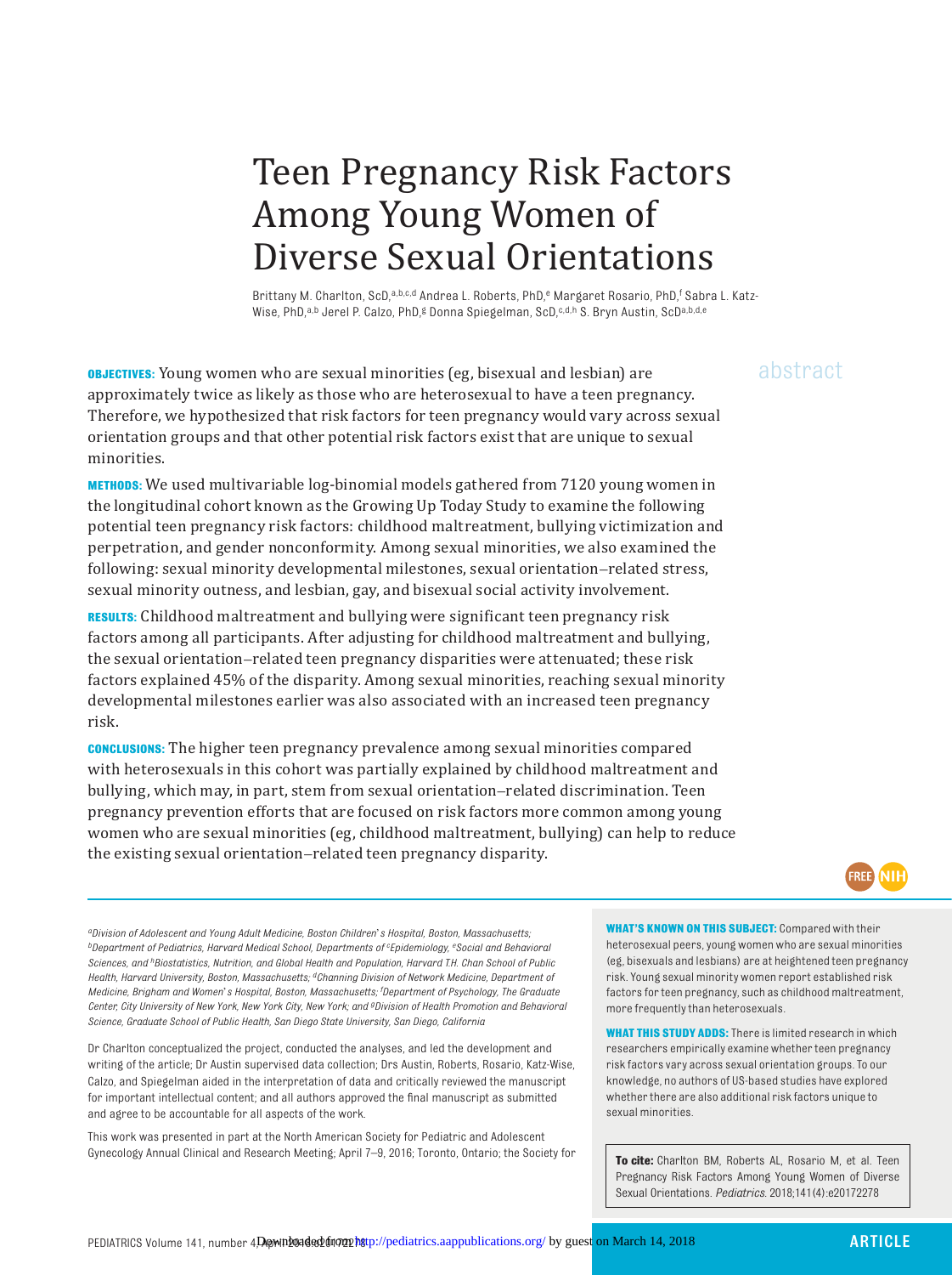# Teen Pregnancy Risk Factors Among Young Women of Diverse Sexual Orientations

Brittany M. Charlton, ScD,[a,b,c,d] Andrea L. Roberts, PhD,[e] Margaret Rosario, PhD,[f] Sabra L. Katz-Wise, PhD,[a,b] Jerel P. Calzo, PhD,[g] Donna Spiegelman, ScD,[c,d,h] S. Bryn Austin, ScD[a,b,d,e]

abstract

**OBJECTIVES:** Young women who are sexual minorities (eg, bisexual and lesbian) are approximately twice as likely as those who are heterosexual to have a teen pregnancy. Therefore, we hypothesized that risk factors for teen pregnancy would vary across sexual orientation groups and that other potential risk factors exist that are unique to sexual minorities.

**METHODS:** We used multivariable log-binomial models gathered from 7120 young women in the longitudinal cohort known as the Growing Up Today Study to examine the following potential teen pregnancy risk factors: childhood maltreatment, bullying victimization and perpetration, and gender nonconformity. Among sexual minorities, we also examined the following: sexual minority developmental milestones, sexual orientation–related stress, sexual minority outness, and lesbian, gay, and bisexual social activity involvement.

**RESULTS:** Childhood maltreatment and bullying were significant teen pregnancy risk factors among all participants. After adjusting for childhood maltreatment and bullying, the sexual orientation–related teen pregnancy disparities were attenuated; these risk factors explained 45% of the disparity. Among sexual minorities, reaching sexual minority developmental milestones earlier was also associated with an increased teen pregnancy risk.

**CONCLUSIONS:** The higher teen pregnancy prevalence among sexual minorities compared with heterosexuals in this cohort was partially explained by childhood maltreatment and bullying, which may, in part, stem from sexual orientation–related discrimination. Teen pregnancy prevention efforts that are focused on risk factors more common among young women who are sexual minorities (eg, childhood maltreatment, bullying) can help to reduce the existing sexual orientation–related teen pregnancy disparity.

*[a]Division of Adolescent and Young Adult Medicine, Boston Children's Hospital, Boston, Massachusetts; [b]Department of Pediatrics, Harvard Medical School, Departments of [c]Epidemiology, [e]Social and Behavioral Sciences, and [h]Biostatistics, Nutrition, and Global Health and Population, Harvard T.H. Chan School of Public Health, Harvard University, Boston, Massachusetts; [d]Channing Division of Network Medicine, Department of Medicine, Brigham and Women's Hospital, Boston, Massachusetts; [f]Department of Psychology, The Graduate Center, City University of New York, New York City, New York; and [g]Division of Health Promotion and Behavioral Science, Graduate School of Public Health, San Diego State University, San Diego, California*

Dr Charlton conceptualized the project, conducted the analyses, and led the development and writing of the article; Dr Austin supervised data collection; Drs Austin, Roberts, Rosario, Katz-Wise, Calzo, and Spiegelman aided in the interpretation of data and critically reviewed the manuscript for important intellectual content; and all authors approved the final manuscript as submitted and agree to be accountable for all aspects of the work.

This work was presented in part at the North American Society for Pediatric and Adolescent Gynecology Annual Clinical and Research Meeting; April 7–9, 2016; Toronto, Ontario; the Society for

**WHAT'S KNOWN ON THIS SUBJECT:** Compared with their heterosexual peers, young women who are sexual minorities (eg, bisexuals and lesbians) are at heightened teen pregnancy risk. Young sexual minority women report established risk factors for teen pregnancy, such as childhood maltreatment, more frequently than heterosexuals.

**WHAT THIS STUDY ADDS:** There is limited research in which researchers empirically examine whether teen pregnancy risk factors vary across sexual orientation groups. To our knowledge, no authors of US-based studies have explored whether there are also additional risk factors unique to sexual minorities.

**To cite:** Charlton BM, Roberts AL, Rosario M, et al. Teen Pregnancy Risk Factors Among Young Women of Diverse Sexual Orientations. *Pediatrics.* 2018;141(4):e20172278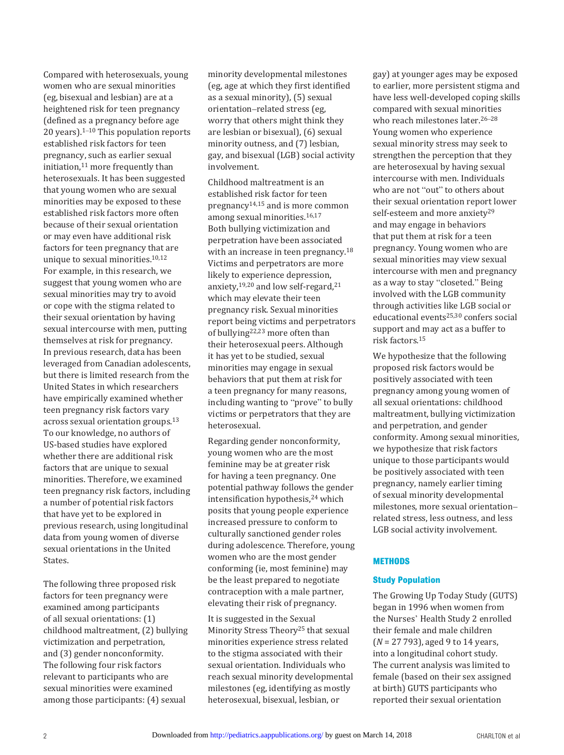Compared with heterosexuals, young women who are sexual minorities (eg, bisexual and lesbian) are at a heightened risk for teen pregnancy (defined as a pregnancy before age 20 years).[1–10] This population reports established risk factors for teen pregnancy, such as earlier sexual initiation,[11] more frequently than heterosexuals. It has been suggested that young women who are sexual minorities may be exposed to these established risk factors more often because of their sexual orientation or may even have additional risk factors for teen pregnancy that are unique to sexual minorities.[10,12] For example, in this research, we suggest that young women who are sexual minorities may try to avoid or cope with the stigma related to their sexual orientation by having sexual intercourse with men, putting themselves at risk for pregnancy. In previous research, data has been leveraged from Canadian adolescents, but there is limited research from the United States in which researchers have empirically examined whether teen pregnancy risk factors vary across sexual orientation groups.[13] To our knowledge, no authors of US-based studies have explored whether there are additional risk factors that are unique to sexual minorities. Therefore, we examined teen pregnancy risk factors, including a number of potential risk factors that have yet to be explored in previous research, using longitudinal data from young women of diverse sexual orientations in the United States.

The following three proposed risk factors for teen pregnancy were examined among participants of all sexual orientations: (1) childhood maltreatment, (2) bullying victimization and perpetration, and (3) gender nonconformity. The following four risk factors relevant to participants who are sexual minorities were examined among those participants: (4) sexual minority developmental milestones (eg, age at which they first identified as a sexual minority), (5) sexual orientation–related stress (eg, worry that others might think they are lesbian or bisexual), (6) sexual minority outness, and (7) lesbian, gay, and bisexual (LGB) social activity involvement.

Childhood maltreatment is an established risk factor for teen pregnancy[14,15] and is more common among sexual minorities.[16,17] Both bullying victimization and perpetration have been associated with an increase in teen pregnancy.[18] Victims and perpetrators are more likely to experience depression, anxiety,[19,20] and low self-regard,[21] which may elevate their teen pregnancy risk. Sexual minorities report being victims and perpetrators of bullying[22,23] more often than their heterosexual peers. Although it has yet to be studied, sexual minorities may engage in sexual behaviors that put them at risk for a teen pregnancy for many reasons, including wanting to "prove" to bully victims or perpetrators that they are heterosexual.

Regarding gender nonconformity, young women who are the most feminine may be at greater risk for having a teen pregnancy. One potential pathway follows the gender intensification hypothesis,[24] which posits that young people experience increased pressure to conform to culturally sanctioned gender roles during adolescence. Therefore, young women who are the most gender conforming (ie, most feminine) may be the least prepared to negotiate contraception with a male partner, elevating their risk of pregnancy.

It is suggested in the Sexual Minority Stress Theory[25] that sexual minorities experience stress related to the stigma associated with their sexual orientation. Individuals who reach sexual minority developmental milestones (eg, identifying as mostly heterosexual, bisexual, lesbian, or gay) at younger ages may be exposed to earlier, more persistent stigma and have less well-developed coping skills compared with sexual minorities who reach milestones later.[26–28] Young women who experience sexual minority stress may seek to strengthen the perception that they are heterosexual by having sexual intercourse with men. Individuals who are not "out" to others about their sexual orientation report lower self-esteem and more anxiety[29] and may engage in behaviors that put them at risk for a teen pregnancy. Young women who are sexual minorities may view sexual intercourse with men and pregnancy as a way to stay "closeted." Being involved with the LGB community through activities like LGB social or educational events[25,30] confers social support and may act as a buffer to risk factors.[15]

We hypothesize that the following proposed risk factors would be positively associated with teen pregnancy among young women of all sexual orientations: childhood maltreatment, bullying victimization and perpetration, and gender conformity. Among sexual minorities, we hypothesize that risk factors unique to those participants would be positively associated with teen pregnancy, namely earlier timing of sexual minority developmental milestones, more sexual orientation–related stress, less outness, and less LGB social activity involvement.

## METHODS

### Study Population

The Growing Up Today Study (GUTS) began in 1996 when women from the Nurses' Health Study 2 enrolled their female and male children ($N = 27\,793$), aged 9 to 14 years, into a longitudinal cohort study. The current analysis was limited to female (based on their sex assigned at birth) GUTS participants who reported their sexual orientation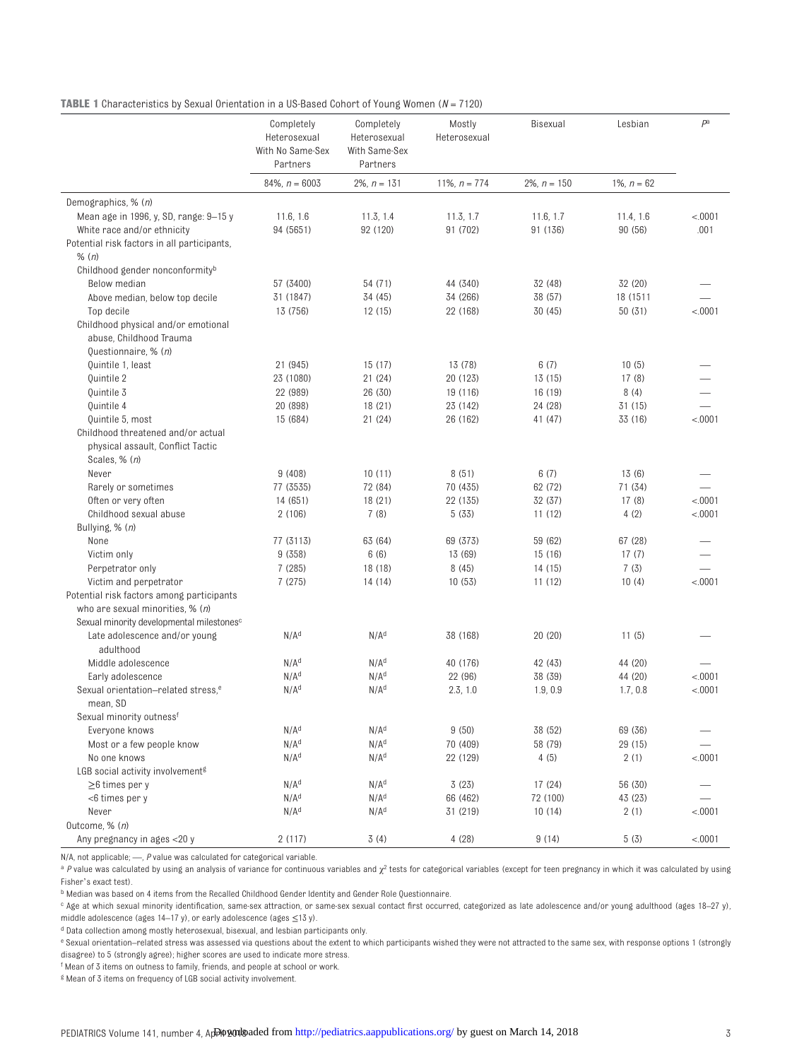**TABLE 1** Characteristics by Sexual Orientation in a US-Based Cohort of Young Women (*N* = 7120)

| | Completely Heterosexual With No Same-Sex Partners | Completely Heterosexual With Same-Sex Partners | Mostly Heterosexual | Bisexual | Lesbian | *P*[a] |
|---|---|---|---|---|---|---|
| | 84%, *n* = 6003 | 2%, *n* = 131 | 11%, *n* = 774 | 2%, *n* = 150 | 1%, *n* = 62 | |
| Demographics, % (*n*) | | | | | | |
| Mean age in 1996, y, SD, range: 9–15 y | 11.6, 1.6 | 11.3, 1.4 | 11.3, 1.7 | 11.6, 1.7 | 11.4, 1.6 | <.0001 |
| White race and/or ethnicity | 94 (5651) | 92 (120) | 91 (702) | 91 (136) | 90 (56) | .001 |
| Potential risk factors in all participants, % (*n*) | | | | | | |
| Childhood gender nonconformity[b] | | | | | | |
| Below median | 57 (3400) | 54 (71) | 44 (340) | 32 (48) | 32 (20) | — |
| Above median, below top decile | 31 (1847) | 34 (45) | 34 (266) | 38 (57) | 18 (1511 | — |
| Top decile | 13 (756) | 12 (15) | 22 (168) | 30 (45) | 50 (31) | <.0001 |
| Childhood physical and/or emotional abuse, Childhood Trauma Questionnaire, % (*n*) | | | | | | |
| Quintile 1, least | 21 (945) | 15 (17) | 13 (78) | 6 (7) | 10 (5) | — |
| Quintile 2 | 23 (1080) | 21 (24) | 20 (123) | 13 (15) | 17 (8) | — |
| Quintile 3 | 22 (989) | 26 (30) | 19 (116) | 16 (19) | 8 (4) | — |
| Quintile 4 | 20 (898) | 18 (21) | 23 (142) | 24 (28) | 31 (15) | — |
| Quintile 5, most | 15 (684) | 21 (24) | 26 (162) | 41 (47) | 33 (16) | <.0001 |
| Childhood threatened and/or actual physical assault, Conflict Tactic Scales, % (*n*) | | | | | | |
| Never | 9 (408) | 10 (11) | 8 (51) | 6 (7) | 13 (6) | — |
| Rarely or sometimes | 77 (3535) | 72 (84) | 70 (435) | 62 (72) | 71 (34) | — |
| Often or very often | 14 (651) | 18 (21) | 22 (135) | 32 (37) | 17 (8) | <.0001 |
| Childhood sexual abuse | 2 (106) | 7 (8) | 5 (33) | 11 (12) | 4 (2) | <.0001 |
| Bullying, % (*n*) | | | | | | |
| None | 77 (3113) | 63 (64) | 69 (373) | 59 (62) | 67 (28) | — |
| Victim only | 9 (358) | 6 (6) | 13 (69) | 15 (16) | 17 (7) | — |
| Perpetrator only | 7 (285) | 18 (18) | 8 (45) | 14 (15) | 7 (3) | — |
| Victim and perpetrator | 7 (275) | 14 (14) | 10 (53) | 11 (12) | 10 (4) | <.0001 |
| Potential risk factors among participants who are sexual minorities, % (*n*) | | | | | | |
| Sexual minority developmental milestones[c] | | | | | | |
| Late adolescence and/or young adulthood | N/A[d] | N/A[d] | 38 (168) | 20 (20) | 11 (5) | — |
| Middle adolescence | N/A[d] | N/A[d] | 40 (176) | 42 (43) | 44 (20) | — |
| Early adolescence | N/A[d] | N/A[d] | 22 (96) | 38 (39) | 44 (20) | <.0001 |
| Sexual orientation–related stress,[e] mean, SD | N/A[d] | N/A[d] | 2.3, 1.0 | 1.9, 0.9 | 1.7, 0.8 | <.0001 |
| Sexual minority outness[f] | | | | | | |
| Everyone knows | N/A[d] | N/A[d] | 9 (50) | 38 (52) | 69 (36) | — |
| Most or a few people know | N/A[d] | N/A[d] | 70 (409) | 58 (79) | 29 (15) | — |
| No one knows | N/A[d] | N/A[d] | 22 (129) | 4 (5) | 2 (1) | <.0001 |
| LGB social activity involvement[g] | | | | | | |
| ≥6 times per y | N/A[d] | N/A[d] | 3 (23) | 17 (24) | 56 (30) | — |
| <6 times per y | N/A[d] | N/A[d] | 66 (462) | 72 (100) | 43 (23) | — |
| Never | N/A[d] | N/A[d] | 31 (219) | 10 (14) | 2 (1) | <.0001 |
| Outcome, % (*n*) | | | | | | |
| Any pregnancy in ages <20 y | 2 (117) | 3 (4) | 4 (28) | 9 (14) | 5 (3) | <.0001 |

N/A, not applicable; —, *P* value was calculated for categorical variable.

[a] *P* value was calculated by using an analysis of variance for continuous variables and $\chi^2$ tests for categorical variables (except for teen pregnancy in which it was calculated by using Fisher's exact test).

[b] Median was based on 4 items from the Recalled Childhood Gender Identity and Gender Role Questionnaire.

[c] Age at which sexual minority identification, same-sex attraction, or same-sex sexual contact first occurred, categorized as late adolescence and/or young adulthood (ages 18–27 y), middle adolescence (ages 14–17 y), or early adolescence (ages ≤13 y).

[d] Data collection among mostly heterosexual, bisexual, and lesbian participants only.

[e] Sexual orientation–related stress was assessed via questions about the extent to which participants wished they were not attracted to the same sex, with response options 1 (strongly disagree) to 5 (strongly agree); higher scores are used to indicate more stress.

[f] Mean of 3 items on outness to family, friends, and people at school or work.

[g] Mean of 3 items on frequency of LGB social activity involvement.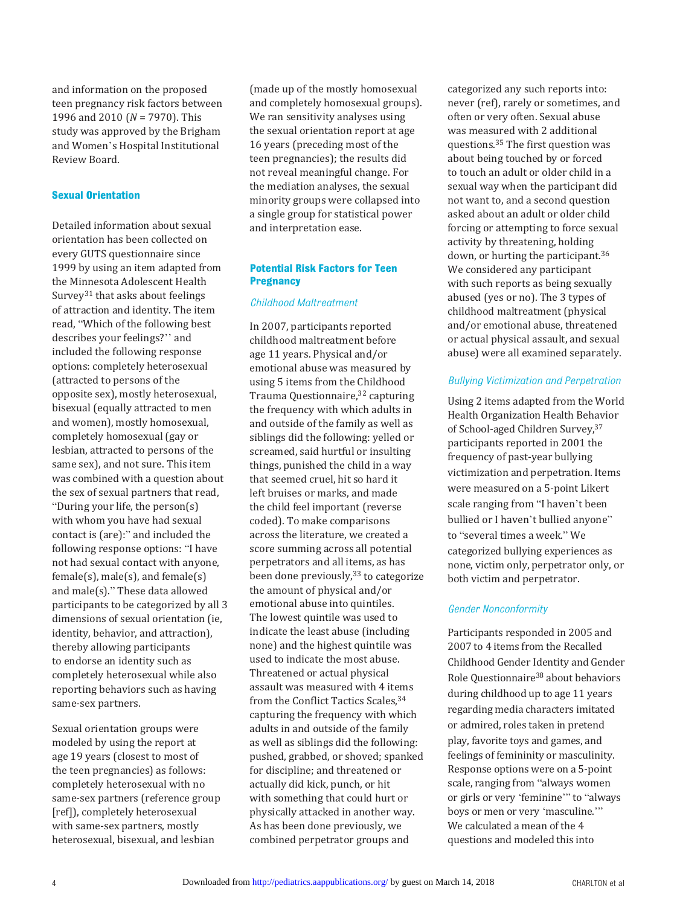and information on the proposed teen pregnancy risk factors between 1996 and 2010 (*N* = 7970). This study was approved by the Brigham and Women's Hospital Institutional Review Board.

## Sexual Orientation

Detailed information about sexual orientation has been collected on every GUTS questionnaire since 1999 by using an item adapted from the Minnesota Adolescent Health Survey[31] that asks about feelings of attraction and identity. The item read, "Which of the following best describes your feelings?'' and included the following response options: completely heterosexual (attracted to persons of the opposite sex), mostly heterosexual, bisexual (equally attracted to men and women), mostly homosexual, completely homosexual (gay or lesbian, attracted to persons of the same sex), and not sure. This item was combined with a question about the sex of sexual partners that read, "During your life, the person(s) with whom you have had sexual contact is (are):" and included the following response options: "I have not had sexual contact with anyone, female(s), male(s), and female(s) and male(s)." These data allowed participants to be categorized by all 3 dimensions of sexual orientation (ie, identity, behavior, and attraction), thereby allowing participants to endorse an identity such as completely heterosexual while also reporting behaviors such as having same-sex partners.

Sexual orientation groups were modeled by using the report at age 19 years (closest to most of the teen pregnancies) as follows: completely heterosexual with no same-sex partners (reference group [ref]), completely heterosexual with same-sex partners, mostly heterosexual, bisexual, and lesbian (made up of the mostly homosexual and completely homosexual groups). We ran sensitivity analyses using the sexual orientation report at age 16 years (preceding most of the teen pregnancies); the results did not reveal meaningful change. For the mediation analyses, the sexual minority groups were collapsed into a single group for statistical power and interpretation ease.

## Potential Risk Factors for Teen Pregnancy

### *Childhood Maltreatment*

In 2007, participants reported childhood maltreatment before age 11 years. Physical and/or emotional abuse was measured by using 5 items from the Childhood Trauma Questionnaire,[32] capturing the frequency with which adults in and outside of the family as well as siblings did the following: yelled or screamed, said hurtful or insulting things, punished the child in a way that seemed cruel, hit so hard it left bruises or marks, and made the child feel important (reverse coded). To make comparisons across the literature, we created a score summing across all potential perpetrators and all items, as has been done previously,[33] to categorize the amount of physical and/or emotional abuse into quintiles. The lowest quintile was used to indicate the least abuse (including none) and the highest quintile was used to indicate the most abuse. Threatened or actual physical assault was measured with 4 items from the Conflict Tactics Scales,[34] capturing the frequency with which adults in and outside of the family as well as siblings did the following: pushed, grabbed, or shoved; spanked for discipline; and threatened or actually did kick, punch, or hit with something that could hurt or physically attacked in another way. As has been done previously, we combined perpetrator groups and categorized any such reports into: never (ref), rarely or sometimes, and often or very often. Sexual abuse was measured with 2 additional questions.[35] The first question was about being touched by or forced to touch an adult or older child in a sexual way when the participant did not want to, and a second question asked about an adult or older child forcing or attempting to force sexual activity by threatening, holding down, or hurting the participant.[36] We considered any participant with such reports as being sexually abused (yes or no). The 3 types of childhood maltreatment (physical and/or emotional abuse, threatened or actual physical assault, and sexual abuse) were all examined separately.

### *Bullying Victimization and Perpetration*

Using 2 items adapted from the World Health Organization Health Behavior of School-aged Children Survey,[37] participants reported in 2001 the frequency of past-year bullying victimization and perpetration. Items were measured on a 5-point Likert scale ranging from "I haven't been bullied or I haven't bullied anyone" to "several times a week." We categorized bullying experiences as none, victim only, perpetrator only, or both victim and perpetrator.

### *Gender Nonconformity*

Participants responded in 2005 and 2007 to 4 items from the Recalled Childhood Gender Identity and Gender Role Questionnaire[38] about behaviors during childhood up to age 11 years regarding media characters imitated or admired, roles taken in pretend play, favorite toys and games, and feelings of femininity or masculinity. Response options were on a 5-point scale, ranging from "always women or girls or very 'feminine'" to "always boys or men or very 'masculine.'" We calculated a mean of the 4 questions and modeled this into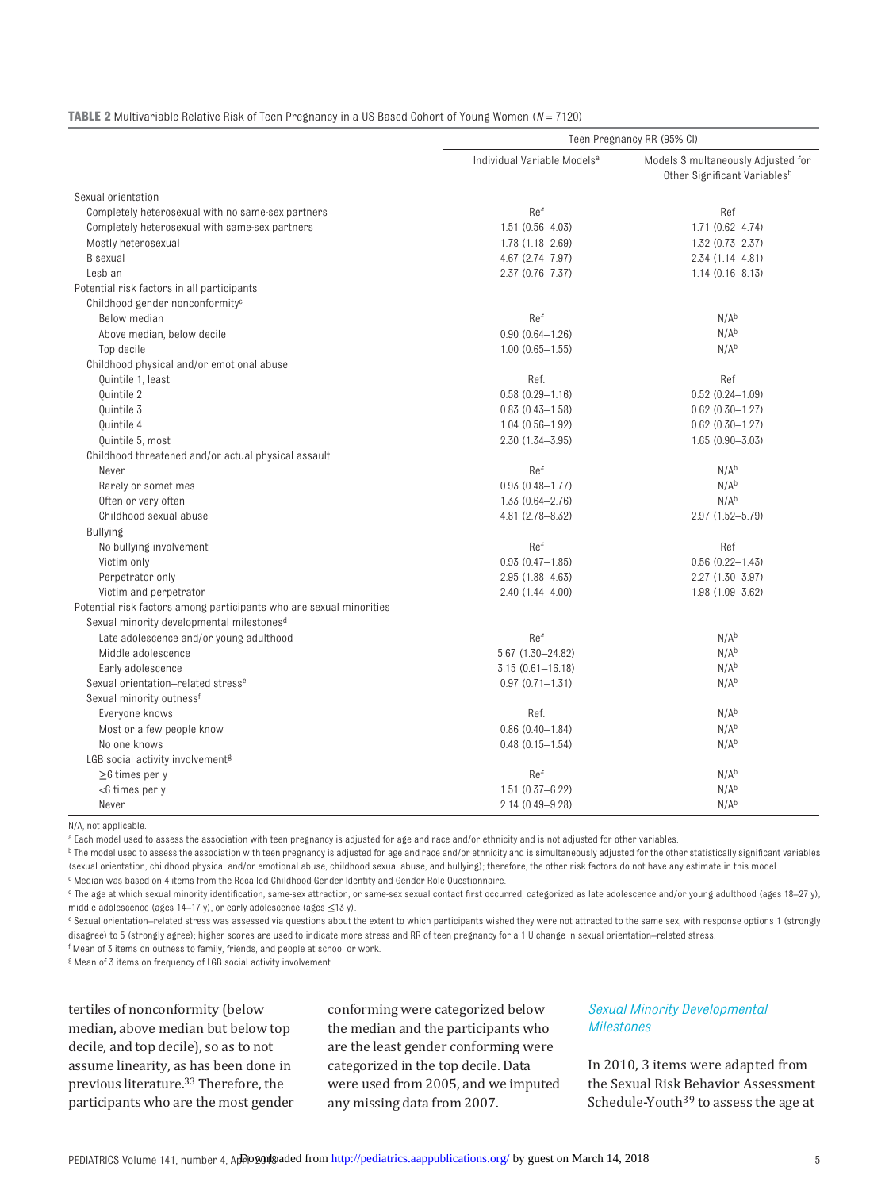**TABLE 2** Multivariable Relative Risk of Teen Pregnancy in a US-Based Cohort of Young Women ($N$ = 7120)

| | Teen Pregnancy RR (95% CI) | |
|---|---|---|
| | Individual Variable Models[a] | Models Simultaneously Adjusted for Other Significant Variables[b] |
| Sexual orientation | | |
| Completely heterosexual with no same-sex partners | Ref | Ref |
| Completely heterosexual with same-sex partners | 1.51 (0.56–4.03) | 1.71 (0.62–4.74) |
| Mostly heterosexual | 1.78 (1.18–2.69) | 1.32 (0.73–2.37) |
| Bisexual | 4.67 (2.74–7.97) | 2.34 (1.14–4.81) |
| Lesbian | 2.37 (0.76–7.37) | 1.14 (0.16–8.13) |
| Potential risk factors in all participants | | |
| Childhood gender nonconformity[c] | | |
| Below median | Ref | N/A[b] |
| Above median, below decile | 0.90 (0.64–1.26) | N/A[b] |
| Top decile | 1.00 (0.65–1.55) | N/A[b] |
| Childhood physical and/or emotional abuse | | |
| Quintile 1, least | Ref. | Ref |
| Quintile 2 | 0.58 (0.29–1.16) | 0.52 (0.24–1.09) |
| Quintile 3 | 0.83 (0.43–1.58) | 0.62 (0.30–1.27) |
| Quintile 4 | 1.04 (0.56–1.92) | 0.62 (0.30–1.27) |
| Quintile 5, most | 2.30 (1.34–3.95) | 1.65 (0.90–3.03) |
| Childhood threatened and/or actual physical assault | | |
| Never | Ref | N/A[b] |
| Rarely or sometimes | 0.93 (0.48–1.77) | N/A[b] |
| Often or very often | 1.33 (0.64–2.76) | N/A[b] |
| Childhood sexual abuse | 4.81 (2.78–8.32) | 2.97 (1.52–5.79) |
| Bullying | | |
| No bullying involvement | Ref | Ref |
| Victim only | 0.93 (0.47–1.85) | 0.56 (0.22–1.43) |
| Perpetrator only | 2.95 (1.88–4.63) | 2.27 (1.30–3.97) |
| Victim and perpetrator | 2.40 (1.44–4.00) | 1.98 (1.09–3.62) |
| Potential risk factors among participants who are sexual minorities | | |
| Sexual minority developmental milestones[d] | | |
| Late adolescence and/or young adulthood | Ref | N/A[b] |
| Middle adolescence | 5.67 (1.30–24.82) | N/A[b] |
| Early adolescence | 3.15 (0.61–16.18) | N/A[b] |
| Sexual orientation–related stress[e] | 0.97 (0.71–1.31) | N/A[b] |
| Sexual minority outness[f] | | |
| Everyone knows | Ref. | N/A[b] |
| Most or a few people know | 0.86 (0.40–1.84) | N/A[b] |
| No one knows | 0.48 (0.15–1.54) | N/A[b] |
| LGB social activity involvement[g] | | |
| ≥6 times per y | Ref | N/A[b] |
| <6 times per y | 1.51 (0.37–6.22) | N/A[b] |
| Never | 2.14 (0.49–9.28) | N/A[b] |

N/A, not applicable.

[a] Each model used to assess the association with teen pregnancy is adjusted for age and race and/or ethnicity and is not adjusted for other variables.

[b] The model used to assess the association with teen pregnancy is adjusted for age and race and/or ethnicity and is simultaneously adjusted for the other statistically significant variables (sexual orientation, childhood physical and/or emotional abuse, childhood sexual abuse, and bullying); therefore, the other risk factors do not have any estimate in this model.

[c] Median was based on 4 items from the Recalled Childhood Gender Identity and Gender Role Questionnaire.

[d] The age at which sexual minority identification, same-sex attraction, or same-sex sexual contact first occurred, categorized as late adolescence and/or young adulthood (ages 18–27 y), middle adolescence (ages 14–17 y), or early adolescence (ages ≤13 y).

[e] Sexual orientation–related stress was assessed via questions about the extent to which participants wished they were not attracted to the same sex, with response options 1 (strongly disagree) to 5 (strongly agree); higher scores are used to indicate more stress and RR of teen pregnancy for a 1 U change in sexual orientation–related stress.

[f] Mean of 3 items on outness to family, friends, and people at school or work.

[g] Mean of 3 items on frequency of LGB social activity involvement.

tertiles of nonconformity (below median, above median but below top decile, and top decile), so as to not assume linearity, as has been done in previous literature.[33] Therefore, the participants who are the most gender conforming were categorized below the median and the participants who are the least gender conforming were categorized in the top decile. Data were used from 2005, and we imputed any missing data from 2007.

### *Sexual Minority Developmental Milestones*

In 2010, 3 items were adapted from the Sexual Risk Behavior Assessment Schedule-Youth[39] to assess the age at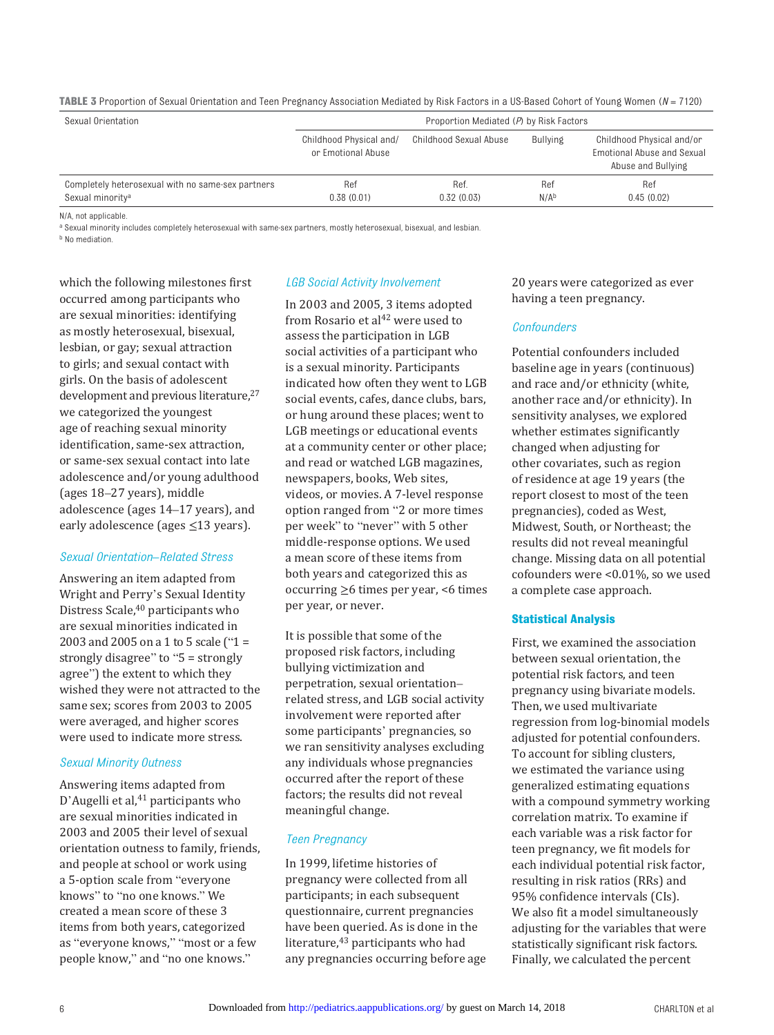**TABLE 3** Proportion of Sexual Orientation and Teen Pregnancy Association Mediated by Risk Factors in a US-Based Cohort of Young Women ($N$ = 7120)

| Sexual Orientation | Proportion Mediated ($P$) by Risk Factors | | | |
|---|---|---|---|---|
| | Childhood Physical and/or Emotional Abuse | Childhood Sexual Abuse | Bullying | Childhood Physical and/or Emotional Abuse and Sexual Abuse and Bullying |
| Completely heterosexual with no same-sex partners | Ref | Ref. | Ref | Ref |
| Sexual minority[a] | 0.38 (0.01) | 0.32 (0.03) | N/A[b] | 0.45 (0.02) |

N/A, not applicable.

[a] Sexual minority includes completely heterosexual with same-sex partners, mostly heterosexual, bisexual, and lesbian.

[b] No mediation.

which the following milestones first occurred among participants who are sexual minorities: identifying as mostly heterosexual, bisexual, lesbian, or gay; sexual attraction to girls; and sexual contact with girls. On the basis of adolescent development and previous literature,[27] we categorized the youngest age of reaching sexual minority identification, same-sex attraction, or same-sex sexual contact into late adolescence and/or young adulthood (ages 18–27 years), middle adolescence (ages 14–17 years), and early adolescence (ages ≤13 years).

*Sexual Orientation–Related Stress*

Answering an item adapted from Wright and Perry's Sexual Identity Distress Scale,[40] participants who are sexual minorities indicated in 2003 and 2005 on a 1 to 5 scale ("1 = strongly disagree" to "5 = strongly agree") the extent to which they wished they were not attracted to the same sex; scores from 2003 to 2005 were averaged, and higher scores were used to indicate more stress.

*Sexual Minority Outness*

Answering items adapted from D'Augelli et al,[41] participants who are sexual minorities indicated in 2003 and 2005 their level of sexual orientation outness to family, friends, and people at school or work using a 5-option scale from "everyone knows" to "no one knows." We created a mean score of these 3 items from both years, categorized as "everyone knows," "most or a few people know," and "no one knows."

*LGB Social Activity Involvement*

In 2003 and 2005, 3 items adopted from Rosario et al[42] were used to assess the participation in LGB social activities of a participant who is a sexual minority. Participants indicated how often they went to LGB social events, cafes, dance clubs, bars, or hung around these places; went to LGB meetings or educational events at a community center or other place; and read or watched LGB magazines, newspapers, books, Web sites, videos, or movies. A 7-level response option ranged from "2 or more times per week" to "never" with 5 other middle-response options. We used a mean score of these items from both years and categorized this as occurring ≥6 times per year, <6 times per year, or never.

It is possible that some of the proposed risk factors, including bullying victimization and perpetration, sexual orientation–related stress, and LGB social activity involvement were reported after some participants' pregnancies, so we ran sensitivity analyses excluding any individuals whose pregnancies occurred after the report of these factors; the results did not reveal meaningful change.

*Teen Pregnancy*

In 1999, lifetime histories of pregnancy were collected from all participants; in each subsequent questionnaire, current pregnancies have been queried. As is done in the literature,[43] participants who had any pregnancies occurring before age 20 years were categorized as ever having a teen pregnancy.

*Confounders*

Potential confounders included baseline age in years (continuous) and race and/or ethnicity (white, another race and/or ethnicity). In sensitivity analyses, we explored whether estimates significantly changed when adjusting for other covariates, such as region of residence at age 19 years (the report closest to most of the teen pregnancies), coded as West, Midwest, South, or Northeast; the results did not reveal meaningful change. Missing data on all potential cofounders were <0.01%, so we used a complete case approach.

### Statistical Analysis

First, we examined the association between sexual orientation, the potential risk factors, and teen pregnancy using bivariate models. Then, we used multivariate regression from log-binomial models adjusted for potential confounders. To account for sibling clusters, we estimated the variance using generalized estimating equations with a compound symmetry working correlation matrix. To examine if each variable was a risk factor for teen pregnancy, we fit models for each individual potential risk factor, resulting in risk ratios (RRs) and 95% confidence intervals (CIs). We also fit a model simultaneously adjusting for the variables that were statistically significant risk factors. Finally, we calculated the percent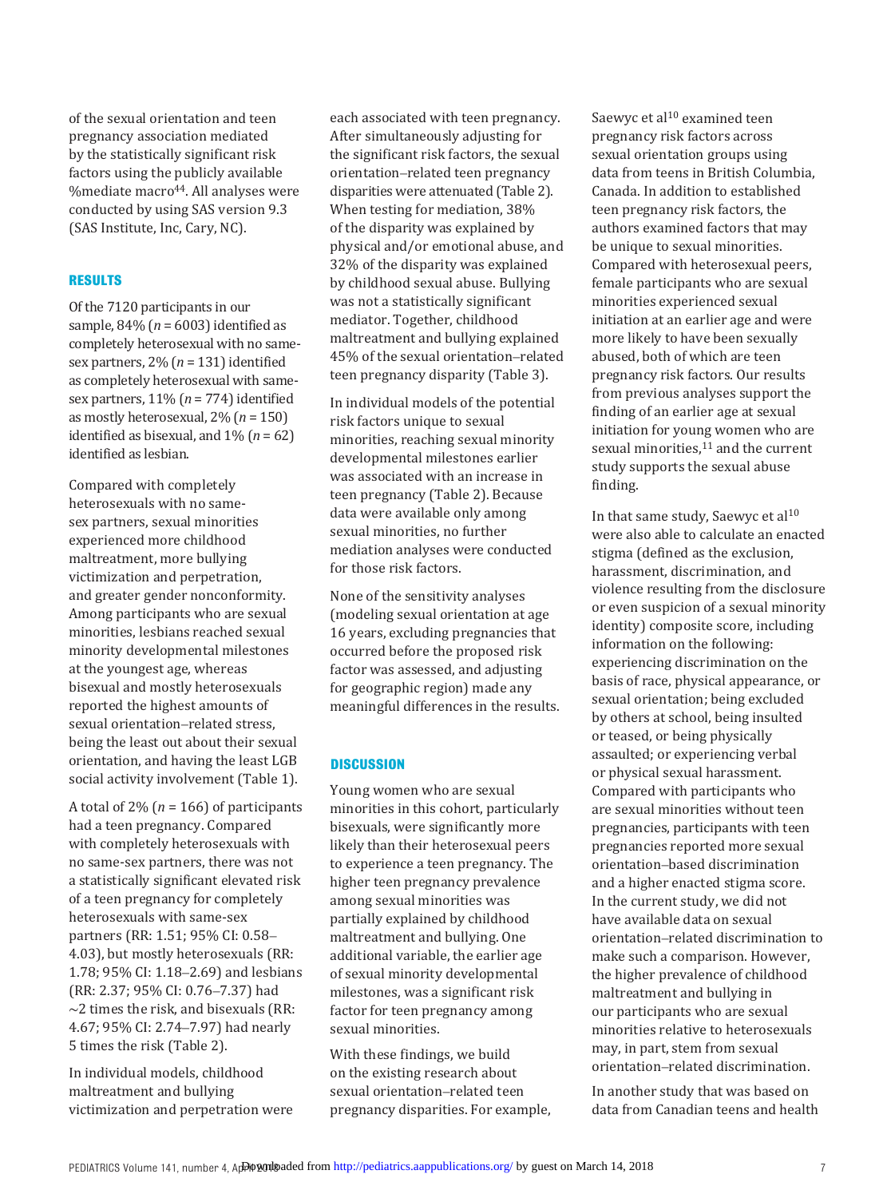of the sexual orientation and teen pregnancy association mediated by the statistically significant risk factors using the publicly available %mediate macro[44]. All analyses were conducted by using SAS version 9.3 (SAS Institute, Inc, Cary, NC).

## RESULTS

Of the 7120 participants in our sample, 84% ($n$ = 6003) identified as completely heterosexual with no same-sex partners, 2% ($n$ = 131) identified as completely heterosexual with same-sex partners, 11% ($n$ = 774) identified as mostly heterosexual, 2% ($n$ = 150) identified as bisexual, and 1% ($n$ = 62) identified as lesbian.

Compared with completely heterosexuals with no same-sex partners, sexual minorities experienced more childhood maltreatment, more bullying victimization and perpetration, and greater gender nonconformity. Among participants who are sexual minorities, lesbians reached sexual minority developmental milestones at the youngest age, whereas bisexual and mostly heterosexuals reported the highest amounts of sexual orientation–related stress, being the least out about their sexual orientation, and having the least LGB social activity involvement (Table 1).

A total of 2% ($n$ = 166) of participants had a teen pregnancy. Compared with completely heterosexuals with no same-sex partners, there was not a statistically significant elevated risk of a teen pregnancy for completely heterosexuals with same-sex partners (RR: 1.51; 95% CI: 0.58–4.03), but mostly heterosexuals (RR: 1.78; 95% CI: 1.18–2.69) and lesbians (RR: 2.37; 95% CI: 0.76–7.37) had ∼2 times the risk, and bisexuals (RR: 4.67; 95% CI: 2.74–7.97) had nearly 5 times the risk (Table 2).

In individual models, childhood maltreatment and bullying victimization and perpetration were each associated with teen pregnancy. After simultaneously adjusting for the significant risk factors, the sexual orientation–related teen pregnancy disparities were attenuated (Table 2). When testing for mediation, 38% of the disparity was explained by physical and/or emotional abuse, and 32% of the disparity was explained by childhood sexual abuse. Bullying was not a statistically significant mediator. Together, childhood maltreatment and bullying explained 45% of the sexual orientation–related teen pregnancy disparity (Table 3).

In individual models of the potential risk factors unique to sexual minorities, reaching sexual minority developmental milestones earlier was associated with an increase in teen pregnancy (Table 2). Because data were available only among sexual minorities, no further mediation analyses were conducted for those risk factors.

None of the sensitivity analyses (modeling sexual orientation at age 16 years, excluding pregnancies that occurred before the proposed risk factor was assessed, and adjusting for geographic region) made any meaningful differences in the results.

## DISCUSSION

Young women who are sexual minorities in this cohort, particularly bisexuals, were significantly more likely than their heterosexual peers to experience a teen pregnancy. The higher teen pregnancy prevalence among sexual minorities was partially explained by childhood maltreatment and bullying. One additional variable, the earlier age of sexual minority developmental milestones, was a significant risk factor for teen pregnancy among sexual minorities.

With these findings, we build on the existing research about sexual orientation–related teen pregnancy disparities. For example, Saewyc et al[10] examined teen pregnancy risk factors across sexual orientation groups using data from teens in British Columbia, Canada. In addition to established teen pregnancy risk factors, the authors examined factors that may be unique to sexual minorities. Compared with heterosexual peers, female participants who are sexual minorities experienced sexual initiation at an earlier age and were more likely to have been sexually abused, both of which are teen pregnancy risk factors. Our results from previous analyses support the finding of an earlier age at sexual initiation for young women who are sexual minorities,[11] and the current study supports the sexual abuse finding.

In that same study, Saewyc et al[10] were also able to calculate an enacted stigma (defined as the exclusion, harassment, discrimination, and violence resulting from the disclosure or even suspicion of a sexual minority identity) composite score, including information on the following: experiencing discrimination on the basis of race, physical appearance, or sexual orientation; being excluded by others at school, being insulted or teased, or being physically assaulted; or experiencing verbal or physical sexual harassment. Compared with participants who are sexual minorities without teen pregnancies, participants with teen pregnancies reported more sexual orientation–based discrimination and a higher enacted stigma score. In the current study, we did not have available data on sexual orientation–related discrimination to make such a comparison. However, the higher prevalence of childhood maltreatment and bullying in our participants who are sexual minorities relative to heterosexuals may, in part, stem from sexual orientation–related discrimination.

In another study that was based on data from Canadian teens and health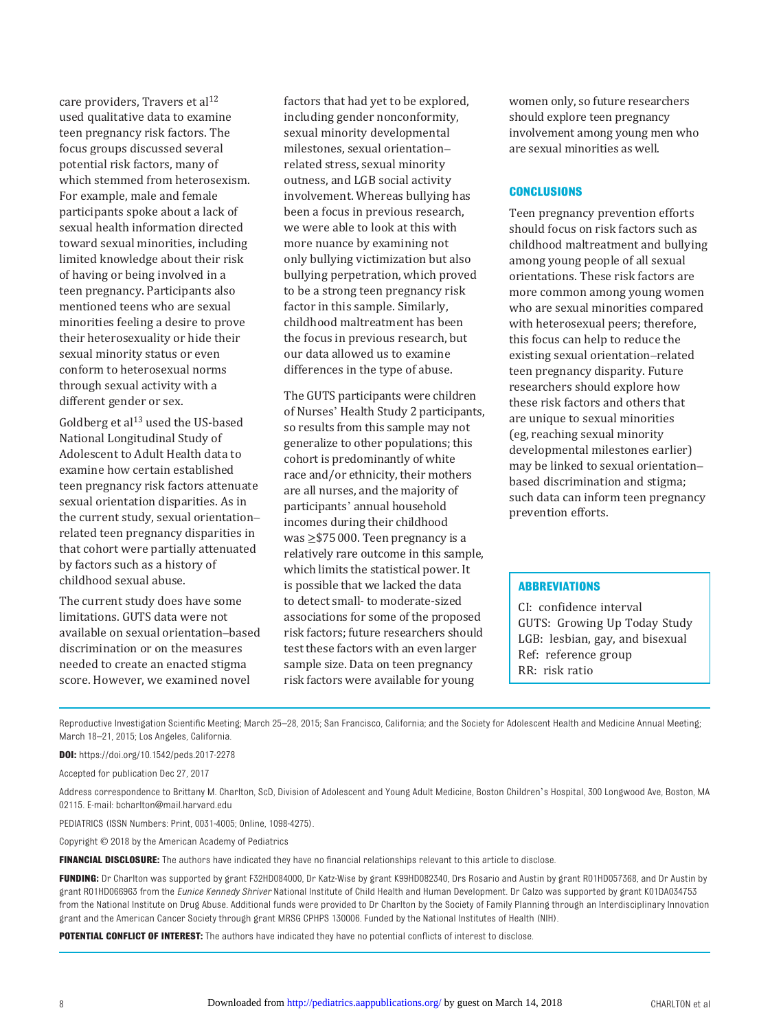care providers, Travers et al[12] used qualitative data to examine teen pregnancy risk factors. The focus groups discussed several potential risk factors, many of which stemmed from heterosexism. For example, male and female participants spoke about a lack of sexual health information directed toward sexual minorities, including limited knowledge about their risk of having or being involved in a teen pregnancy. Participants also mentioned teens who are sexual minorities feeling a desire to prove their heterosexuality or hide their sexual minority status or even conform to heterosexual norms through sexual activity with a different gender or sex.

Goldberg et al[13] used the US-based National Longitudinal Study of Adolescent to Adult Health data to examine how certain established teen pregnancy risk factors attenuate sexual orientation disparities. As in the current study, sexual orientation–related teen pregnancy disparities in that cohort were partially attenuated by factors such as a history of childhood sexual abuse.

The current study does have some limitations. GUTS data were not available on sexual orientation–based discrimination or on the measures needed to create an enacted stigma score. However, we examined novel factors that had yet to be explored, including gender nonconformity, sexual minority developmental milestones, sexual orientation–related stress, sexual minority outness, and LGB social activity involvement. Whereas bullying has been a focus in previous research, we were able to look at this with more nuance by examining not only bullying victimization but also bullying perpetration, which proved to be a strong teen pregnancy risk factor in this sample. Similarly, childhood maltreatment has been the focus in previous research, but our data allowed us to examine differences in the type of abuse.

The GUTS participants were children of Nurses' Health Study 2 participants, so results from this sample may not generalize to other populations; this cohort is predominantly of white race and/or ethnicity, their mothers are all nurses, and the majority of participants' annual household incomes during their childhood was ≥$75 000. Teen pregnancy is a relatively rare outcome in this sample, which limits the statistical power. It is possible that we lacked the data to detect small- to moderate-sized associations for some of the proposed risk factors; future researchers should test these factors with an even larger sample size. Data on teen pregnancy risk factors were available for young women only, so future researchers should explore teen pregnancy involvement among young men who are sexual minorities as well.

## CONCLUSIONS

Teen pregnancy prevention efforts should focus on risk factors such as childhood maltreatment and bullying among young people of all sexual orientations. These risk factors are more common among young women who are sexual minorities compared with heterosexual peers; therefore, this focus can help to reduce the existing sexual orientation–related teen pregnancy disparity. Future researchers should explore how these risk factors and others that are unique to sexual minorities (eg, reaching sexual minority developmental milestones earlier) may be linked to sexual orientation–based discrimination and stigma; such data can inform teen pregnancy prevention efforts.

### ABBREVIATIONS

CI: confidence interval
GUTS: Growing Up Today Study
LGB: lesbian, gay, and bisexual
Ref: reference group
RR: risk ratio

---

Reproductive Investigation Scientific Meeting; March 25–28, 2015; San Francisco, California; and the Society for Adolescent Health and Medicine Annual Meeting; March 18–21, 2015; Los Angeles, California.

**DOI:** https://doi.org/10.1542/peds.2017-2278

Accepted for publication Dec 27, 2017

Address correspondence to Brittany M. Charlton, ScD, Division of Adolescent and Young Adult Medicine, Boston Children's Hospital, 300 Longwood Ave, Boston, MA 02115. E-mail: bcharlton@mail.harvard.edu

PEDIATRICS (ISSN Numbers: Print, 0031-4005; Online, 1098-4275).

Copyright © 2018 by the American Academy of Pediatrics

**FINANCIAL DISCLOSURE:** The authors have indicated they have no financial relationships relevant to this article to disclose.

**FUNDING:** Dr Charlton was supported by grant F32HD084000, Dr Katz-Wise by grant K99HD082340, Drs Rosario and Austin by grant R01HD057368, and Dr Austin by grant R01HD066963 from the *Eunice Kennedy Shriver* National Institute of Child Health and Human Development. Dr Calzo was supported by grant K01DA034753 from the National Institute on Drug Abuse. Additional funds were provided to Dr Charlton by the Society of Family Planning through an Interdisciplinary Innovation grant and the American Cancer Society through grant MRSG CPHPS 130006. Funded by the National Institutes of Health (NIH).

**POTENTIAL CONFLICT OF INTEREST:** The authors have indicated they have no potential conflicts of interest to disclose.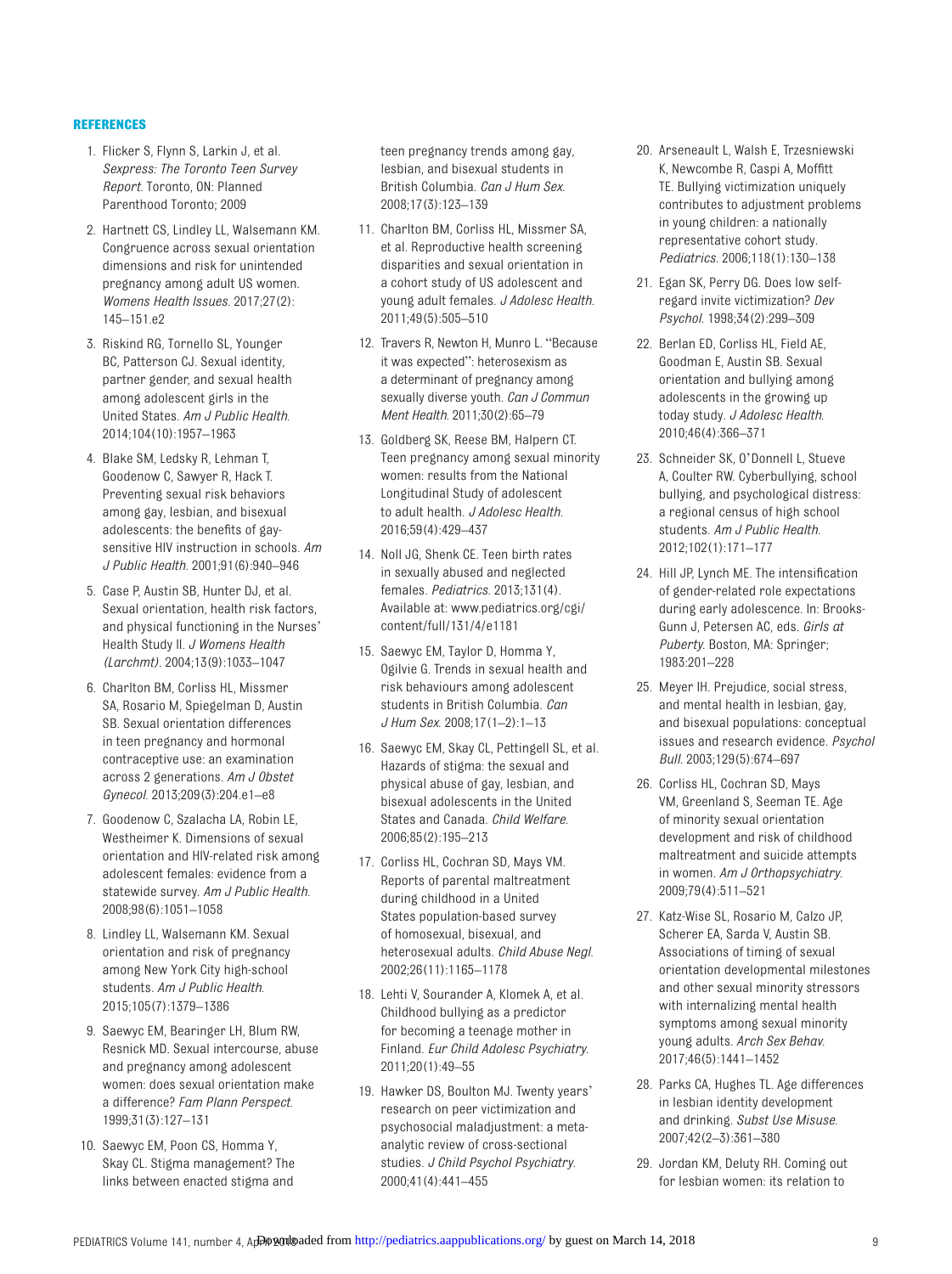## REFERENCES

1. Flicker S, Flynn S, Larkin J, et al. *Sexpress: The Toronto Teen Survey Report*. Toronto, ON: Planned Parenthood Toronto; 2009
2. Hartnett CS, Lindley LL, Walsemann KM. Congruence across sexual orientation dimensions and risk for unintended pregnancy among adult US women. *Womens Health Issues*. 2017;27(2):145–151.e2
3. Riskind RG, Tornello SL, Younger BC, Patterson CJ. Sexual identity, partner gender, and sexual health among adolescent girls in the United States. *Am J Public Health*. 2014;104(10):1957–1963
4. Blake SM, Ledsky R, Lehman T, Goodenow C, Sawyer R, Hack T. Preventing sexual risk behaviors among gay, lesbian, and bisexual adolescents: the benefits of gay-sensitive HIV instruction in schools. *Am J Public Health*. 2001;91(6):940–946
5. Case P, Austin SB, Hunter DJ, et al. Sexual orientation, health risk factors, and physical functioning in the Nurses' Health Study II. *J Womens Health (Larchmt)*. 2004;13(9):1033–1047
6. Charlton BM, Corliss HL, Missmer SA, Rosario M, Spiegelman D, Austin SB. Sexual orientation differences in teen pregnancy and hormonal contraceptive use: an examination across 2 generations. *Am J Obstet Gynecol*. 2013;209(3):204.e1–e8
7. Goodenow C, Szalacha LA, Robin LE, Westheimer K. Dimensions of sexual orientation and HIV-related risk among adolescent females: evidence from a statewide survey. *Am J Public Health*. 2008;98(6):1051–1058
8. Lindley LL, Walsemann KM. Sexual orientation and risk of pregnancy among New York City high-school students. *Am J Public Health*. 2015;105(7):1379–1386
9. Saewyc EM, Bearinger LH, Blum RW, Resnick MD. Sexual intercourse, abuse and pregnancy among adolescent women: does sexual orientation make a difference? *Fam Plann Perspect*. 1999;31(3):127–131
10. Saewyc EM, Poon CS, Homma Y, Skay CL. Stigma management? The links between enacted stigma and teen pregnancy trends among gay, lesbian, and bisexual students in British Columbia. *Can J Hum Sex*. 2008;17(3):123–139
11. Charlton BM, Corliss HL, Missmer SA, et al. Reproductive health screening disparities and sexual orientation in a cohort study of US adolescent and young adult females. *J Adolesc Health*. 2011;49(5):505–510
12. Travers R, Newton H, Munro L. "Because it was expected": heterosexism as a determinant of pregnancy among sexually diverse youth. *Can J Commun Ment Health*. 2011;30(2):65–79
13. Goldberg SK, Reese BM, Halpern CT. Teen pregnancy among sexual minority women: results from the National Longitudinal Study of adolescent to adult health. *J Adolesc Health*. 2016;59(4):429–437
14. Noll JG, Shenk CE. Teen birth rates in sexually abused and neglected females. *Pediatrics*. 2013;131(4). Available at: www.pediatrics.org/cgi/content/full/131/4/e1181
15. Saewyc EM, Taylor D, Homma Y, Ogilvie G. Trends in sexual health and risk behaviours among adolescent students in British Columbia. *Can J Hum Sex*. 2008;17(1–2):1–13
16. Saewyc EM, Skay CL, Pettingell SL, et al. Hazards of stigma: the sexual and physical abuse of gay, lesbian, and bisexual adolescents in the United States and Canada. *Child Welfare*. 2006;85(2):195–213
17. Corliss HL, Cochran SD, Mays VM. Reports of parental maltreatment during childhood in a United States population-based survey of homosexual, bisexual, and heterosexual adults. *Child Abuse Negl*. 2002;26(11):1165–1178
18. Lehti V, Sourander A, Klomek A, et al. Childhood bullying as a predictor for becoming a teenage mother in Finland. *Eur Child Adolesc Psychiatry*. 2011;20(1):49–55
19. Hawker DS, Boulton MJ. Twenty years' research on peer victimization and psychosocial maladjustment: a meta-analytic review of cross-sectional studies. *J Child Psychol Psychiatry*. 2000;41(4):441–455
20. Arseneault L, Walsh E, Trzesniewski K, Newcombe R, Caspi A, Moffitt TE. Bullying victimization uniquely contributes to adjustment problems in young children: a nationally representative cohort study. *Pediatrics*. 2006;118(1):130–138
21. Egan SK, Perry DG. Does low self-regard invite victimization? *Dev Psychol*. 1998;34(2):299–309
22. Berlan ED, Corliss HL, Field AE, Goodman E, Austin SB. Sexual orientation and bullying among adolescents in the growing up today study. *J Adolesc Health*. 2010;46(4):366–371
23. Schneider SK, O'Donnell L, Stueve A, Coulter RW. Cyberbullying, school bullying, and psychological distress: a regional census of high school students. *Am J Public Health*. 2012;102(1):171–177
24. Hill JP, Lynch ME. The intensification of gender-related role expectations during early adolescence. In: Brooks-Gunn J, Petersen AC, eds. *Girls at Puberty*. Boston, MA: Springer; 1983:201–228
25. Meyer IH. Prejudice, social stress, and mental health in lesbian, gay, and bisexual populations: conceptual issues and research evidence. *Psychol Bull*. 2003;129(5):674–697
26. Corliss HL, Cochran SD, Mays VM, Greenland S, Seeman TE. Age of minority sexual orientation development and risk of childhood maltreatment and suicide attempts in women. *Am J Orthopsychiatry*. 2009;79(4):511–521
27. Katz-Wise SL, Rosario M, Calzo JP, Scherer EA, Sarda V, Austin SB. Associations of timing of sexual orientation developmental milestones and other sexual minority stressors with internalizing mental health symptoms among sexual minority young adults. *Arch Sex Behav*. 2017;46(5):1441–1452
28. Parks CA, Hughes TL. Age differences in lesbian identity development and drinking. *Subst Use Misuse*. 2007;42(2–3):361–380
29. Jordan KM, Deluty RH. Coming out for lesbian women: its relation to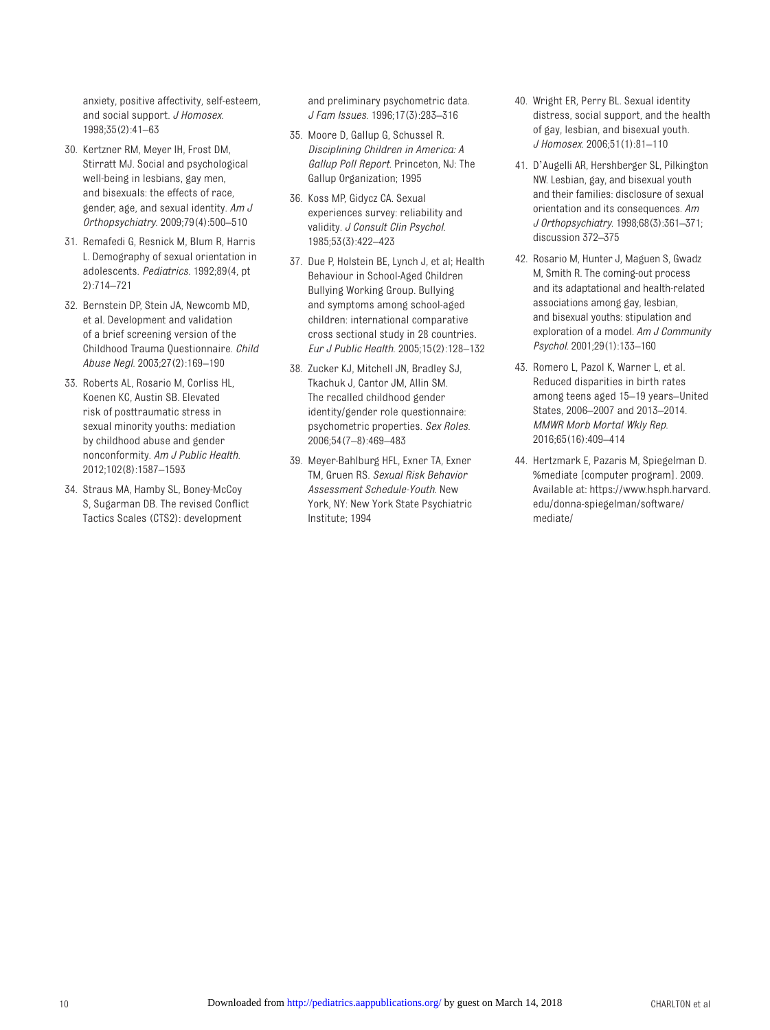anxiety, positive affectivity, self-esteem, and social support. *J Homosex*. 1998;35(2):41–63

30. Kertzner RM, Meyer IH, Frost DM, Stirratt MJ. Social and psychological well-being in lesbians, gay men, and bisexuals: the effects of race, gender, age, and sexual identity. *Am J Orthopsychiatry*. 2009;79(4):500–510
31. Remafedi G, Resnick M, Blum R, Harris L. Demography of sexual orientation in adolescents. *Pediatrics*. 1992;89(4, pt 2):714–721
32. Bernstein DP, Stein JA, Newcomb MD, et al. Development and validation of a brief screening version of the Childhood Trauma Questionnaire. *Child Abuse Negl*. 2003;27(2):169–190
33. Roberts AL, Rosario M, Corliss HL, Koenen KC, Austin SB. Elevated risk of posttraumatic stress in sexual minority youths: mediation by childhood abuse and gender nonconformity. *Am J Public Health*. 2012;102(8):1587–1593
34. Straus MA, Hamby SL, Boney-McCoy S, Sugarman DB. The revised Conflict Tactics Scales (CTS2): development and preliminary psychometric data. *J Fam Issues*. 1996;17(3):283–316
35. Moore D, Gallup G, Schussel R. *Disciplining Children in America: A Gallup Poll Report*. Princeton, NJ: The Gallup Organization; 1995
36. Koss MP, Gidycz CA. Sexual experiences survey: reliability and validity. *J Consult Clin Psychol*. 1985;53(3):422–423
37. Due P, Holstein BE, Lynch J, et al; Health Behaviour in School-Aged Children Bullying Working Group. Bullying and symptoms among school-aged children: international comparative cross sectional study in 28 countries. *Eur J Public Health*. 2005;15(2):128–132
38. Zucker KJ, Mitchell JN, Bradley SJ, Tkachuk J, Cantor JM, Allin SM. The recalled childhood gender identity/gender role questionnaire: psychometric properties. *Sex Roles*. 2006;54(7–8):469–483
39. Meyer-Bahlburg HFL, Exner TA, Exner TM, Gruen RS. *Sexual Risk Behavior Assessment Schedule-Youth*. New York, NY: New York State Psychiatric Institute; 1994
40. Wright ER, Perry BL. Sexual identity distress, social support, and the health of gay, lesbian, and bisexual youth. *J Homosex*. 2006;51(1):81–110
41. D'Augelli AR, Hershberger SL, Pilkington NW. Lesbian, gay, and bisexual youth and their families: disclosure of sexual orientation and its consequences. *Am J Orthopsychiatry*. 1998;68(3):361–371; discussion 372–375
42. Rosario M, Hunter J, Maguen S, Gwadz M, Smith R. The coming-out process and its adaptational and health-related associations among gay, lesbian, and bisexual youths: stipulation and exploration of a model. *Am J Community Psychol*. 2001;29(1):133–160
43. Romero L, Pazol K, Warner L, et al. Reduced disparities in birth rates among teens aged 15–19 years–United States, 2006–2007 and 2013–2014. *MMWR Morb Mortal Wkly Rep*. 2016;65(16):409–414
44. Hertzmark E, Pazaris M, Spiegelman D. %mediate [computer program]. 2009. Available at: https://www.hsph.harvard.edu/donna-spiegelman/software/mediate/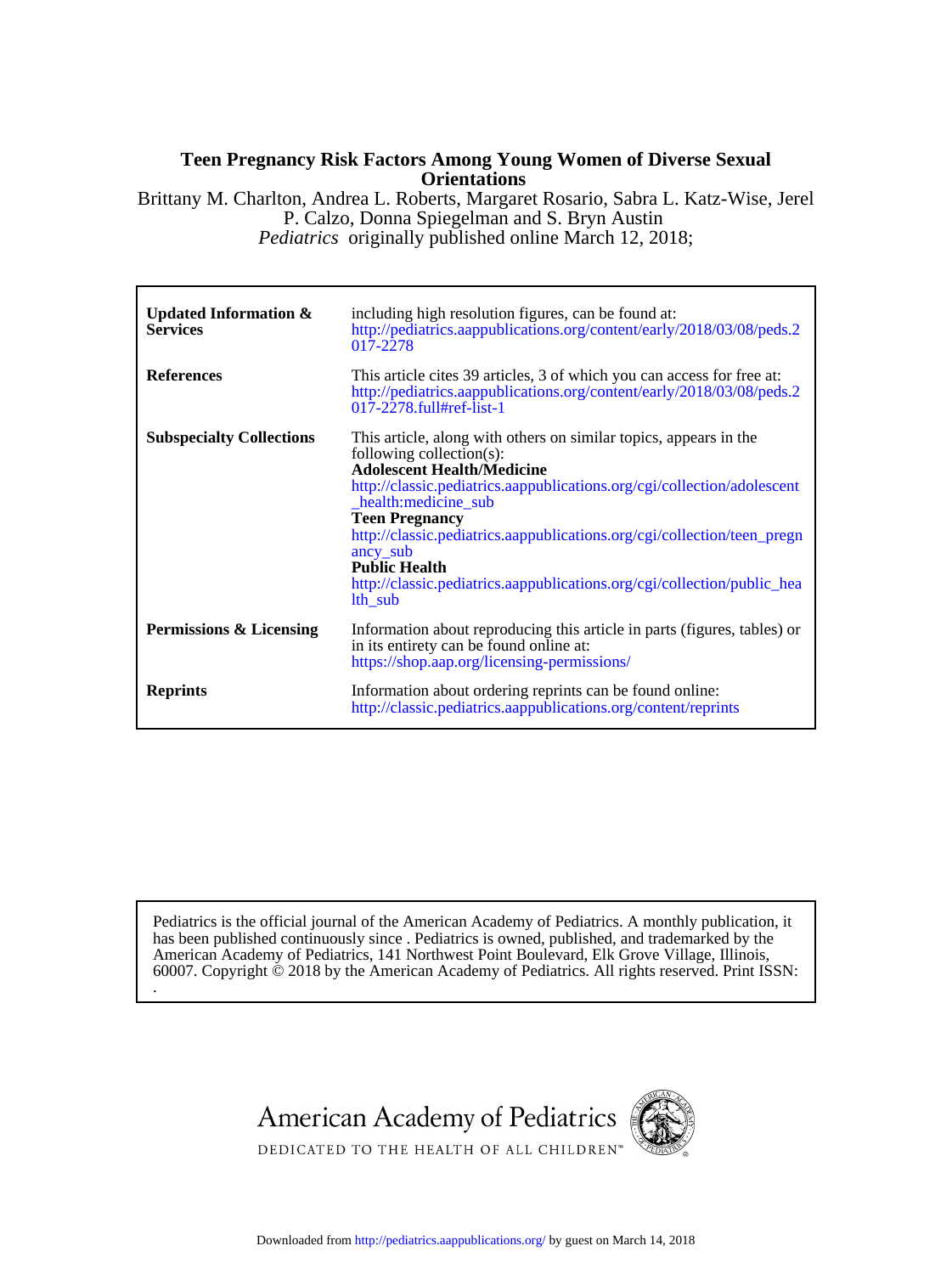# Teen Pregnancy Risk Factors Among Young Women of Diverse Sexual Orientations

Brittany M. Charlton, Andrea L. Roberts, Margaret Rosario, Sabra L. Katz-Wise, Jerel P. Calzo, Donna Spiegelman and S. Bryn Austin

*Pediatrics* originally published online March 12, 2018;

| | |
|---|---|
| **Updated Information & Services** | including high resolution figures, can be found at: http://pediatrics.aappublications.org/content/early/2018/03/08/peds.2017-2278 |
| **References** | This article cites 39 articles, 3 of which you can access for free at: http://pediatrics.aappublications.org/content/early/2018/03/08/peds.2017-2278.full#ref-list-1 |
| **Subspecialty Collections** | This article, along with others on similar topics, appears in the following collection(s): **Adolescent Health/Medicine** http://classic.pediatrics.aappublications.org/cgi/collection/adolescent_health:medicine_sub **Teen Pregnancy** http://classic.pediatrics.aappublications.org/cgi/collection/teen_pregnancy_sub **Public Health** http://classic.pediatrics.aappublications.org/cgi/collection/public_health_sub |
| **Permissions & Licensing** | Information about reproducing this article in parts (figures, tables) or in its entirety can be found online at: https://shop.aap.org/licensing-permissions/ |
| **Reprints** | Information about ordering reprints can be found online: http://classic.pediatrics.aappublications.org/content/reprints |

Pediatrics is the official journal of the American Academy of Pediatrics. A monthly publication, it has been published continuously since . Pediatrics is owned, published, and trademarked by the American Academy of Pediatrics, 141 Northwest Point Boulevard, Elk Grove Village, Illinois, 60007. Copyright © 2018 by the American Academy of Pediatrics. All rights reserved. Print ISSN: .

American Academy of Pediatrics

DEDICATED TO THE HEALTH OF ALL CHILDREN™

Downloaded from http://pediatrics.aappublications.org/ by guest on March 14, 2018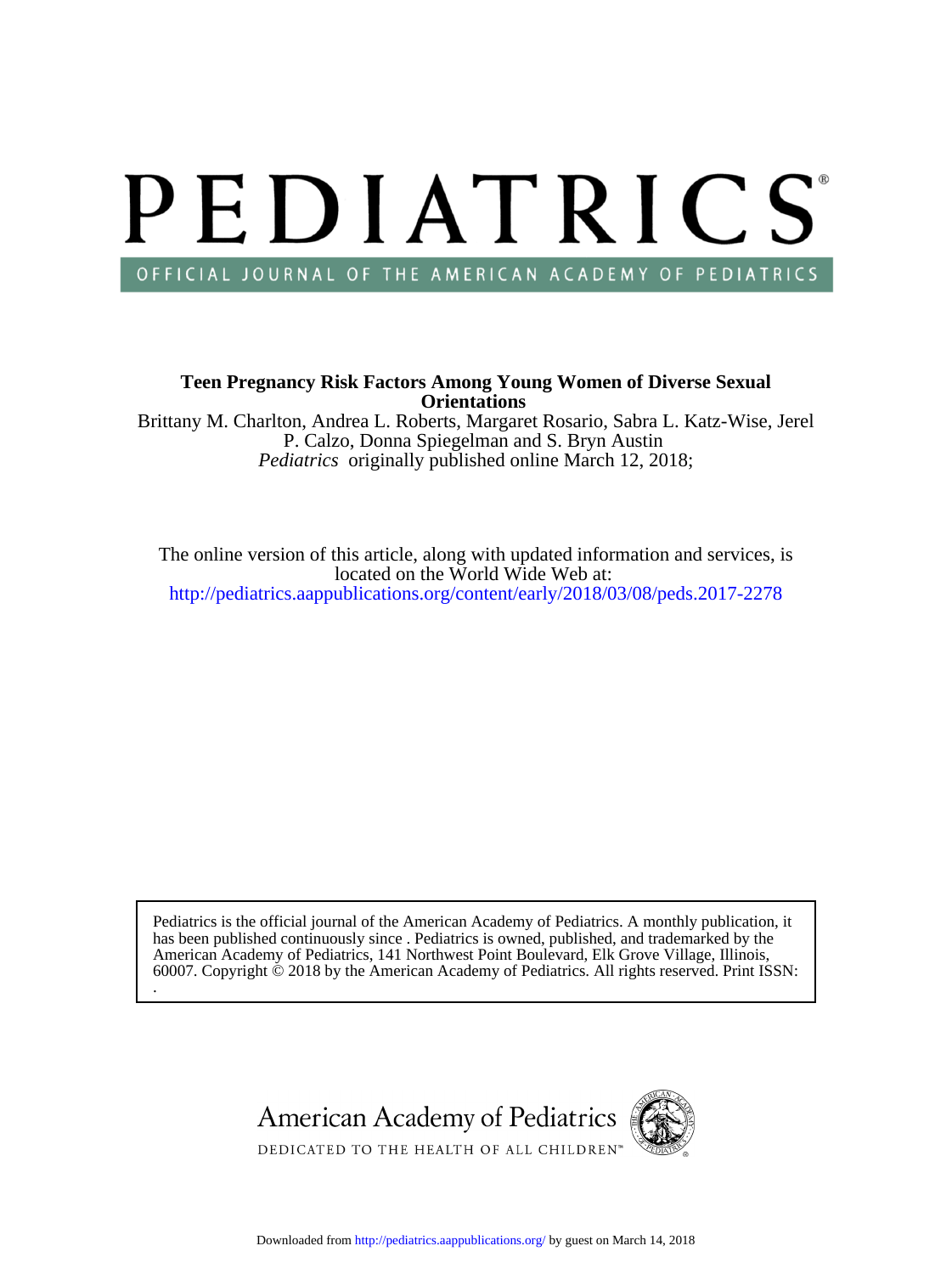# PEDIATRICS

OFFICIAL JOURNAL OF THE AMERICAN ACADEMY OF PEDIATRICS

**Teen Pregnancy Risk Factors Among Young Women of Diverse Sexual Orientations**

Brittany M. Charlton, Andrea L. Roberts, Margaret Rosario, Sabra L. Katz-Wise, Jerel P. Calzo, Donna Spiegelman and S. Bryn Austin

*Pediatrics* originally published online March 12, 2018;

The online version of this article, along with updated information and services, is located on the World Wide Web at:

http://pediatrics.aappublications.org/content/early/2018/03/08/peds.2017-2278

Pediatrics is the official journal of the American Academy of Pediatrics. A monthly publication, it has been published continuously since . Pediatrics is owned, published, and trademarked by the American Academy of Pediatrics, 141 Northwest Point Boulevard, Elk Grove Village, Illinois, 60007. Copyright © 2018 by the American Academy of Pediatrics. All rights reserved. Print ISSN: .

American Academy of Pediatrics

DEDICATED TO THE HEALTH OF ALL CHILDREN™